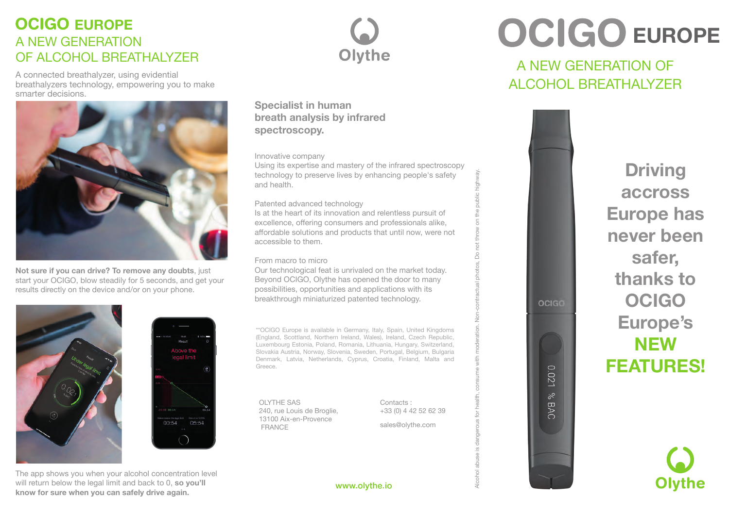# OCIGO EUROPE

## A NEW GENERATION OF ALCOHOL BREATHALYZER

A connected breathalyzer, using evidential breathalyzers technology, empowering you to make smarter decisions.

**Not sure if you can drive? To remove any doubts**, just start your OCIGO, blow steadily for 5 seconds, and get your results directly on the device and/or on your phone.

The app shows you when your alcohol concentration level will return below the legal limit and back to 0, **so you'll know for sure when you can safely drive again.**

Olythe

### Specialist in human breath analysis by infrared spectroscopy.

Innovative company
Using its expertise and mastery of the infrared spectroscopy technology to preserve lives by enhancing people's safety and health.

Patented advanced technology
Is at the heart of its innovation and relentless pursuit of excellence, offering consumers and professionals alike, affordable solutions and products that until now, were not accessible to them.

From macro to micro
Our technological feat is unrivaled on the market today. Beyond OCIGO, Olythe has opened the door to many possibilities, opportunities and applications with its breakthrough miniaturized patented technology.

**OCIGO Europe is available in Germany, Italy, Spain, United Kingdoms (England, Scotland, Northern Ireland, Wales), Ireland, Czech Republic, Luxembourg Estonia, Poland, Romania, Lithuania, Hungary, Switzerland, Slovakia Austria, Norway, Slovenia, Sweden, Portugal, Belgium, Bulgaria Denmark, Latvia, Netherlands, Cyprus, Croatia, Finland, Malta and Greece.

OLYTHE SAS
240, rue Louis de Broglie,
13100 Aix-en-Provence
FRANCE

Contacts :
+33 (0) 4 42 52 62 39

sales@olythe.com

www.olythe.io

Alcohol abuse is dangerous for health, consume with moderation. Non-contractual photos. Do not throw on the public highway.

# OCIGO EUROPE

## A NEW GENERATION OF ALCOHOL BREATHALYZER

**Driving accross Europe has never been safer, thanks to OCIGO Europe's NEW FEATURES!**

Olythe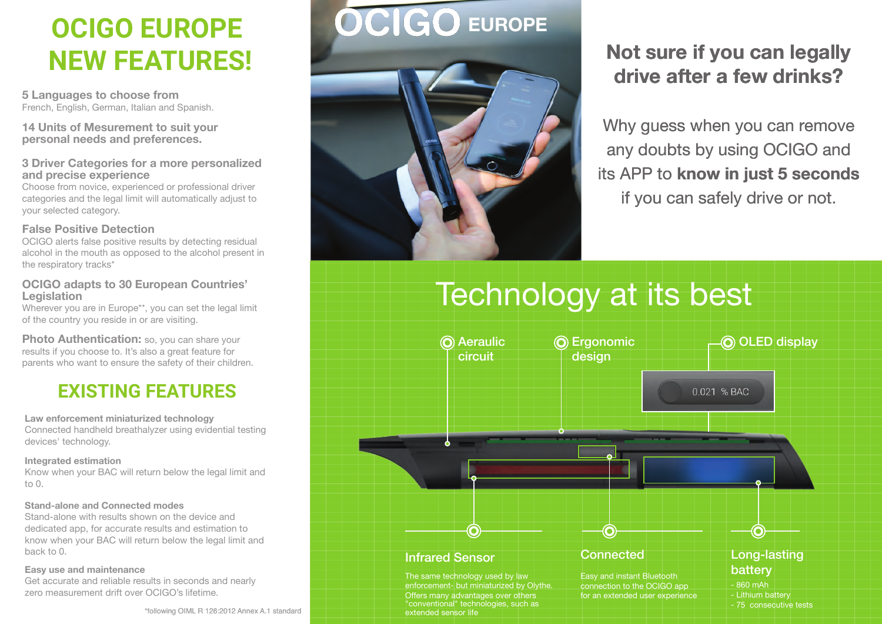# OCIGO EUROPE NEW FEATURES!

**5 Languages to choose from**
French, English, German, Italian and Spanish.

**14 Units of Mesurement to suit your personal needs and preferences.**

**3 Driver Categories for a more personalized and precise experience**
Choose from novice, experienced or professional driver categories and the legal limit will automatically adjust to your selected category.

**False Positive Detection**
OCIGO alerts false positive results by detecting residual alcohol in the mouth as opposed to the alcohol present in the respiratory tracts*

**OCIGO adapts to 30 European Countries' Legislation**
Wherever you are in Europe**, you can set the legal limit of the country you reside in or are visiting.

**Photo Authentication:** so, you can share your results if you choose to. It's also a great feature for parents who want to ensure the safety of their children.

## EXISTING FEATURES

**Law enforcement miniaturized technology**
Connected handheld breathalyzer using evidential testing devices' technology.

**Integrated estimation**
Know when your BAC will return below the legal limit and to 0.

**Stand-alone and Connected modes**
Stand-alone with results shown on the device and dedicated app, for accurate results and estimation to know when your BAC will return below the legal limit and back to 0.

**Easy use and maintenance**
Get accurate and reliable results in seconds and nearly zero measurement drift over OCIGO's lifetime.

*following OIML R 126:2012 Annex A.1 standard

OCIGO EUROPE

## Not sure if you can legally drive after a few drinks?

Why guess when you can remove any doubts by using OCIGO and its APP to **know in just 5 seconds** if you can safely drive or not.

## Technology at its best

Aeraulic circuit

Ergonomic design

OLED display

0.021 % BAC

**Infrared Sensor**
The same technology used by law enforcement- but miniaturized by Olythe. Offers many advantages over others "conventional" technologies, such as extended sensor life

**Connected**
Easy and instant Bluetooth connection to the OCIGO app for an extended user experience

**Long-lasting battery**
- 860 mAh
- Lithium battery
- 75 consecutive tests